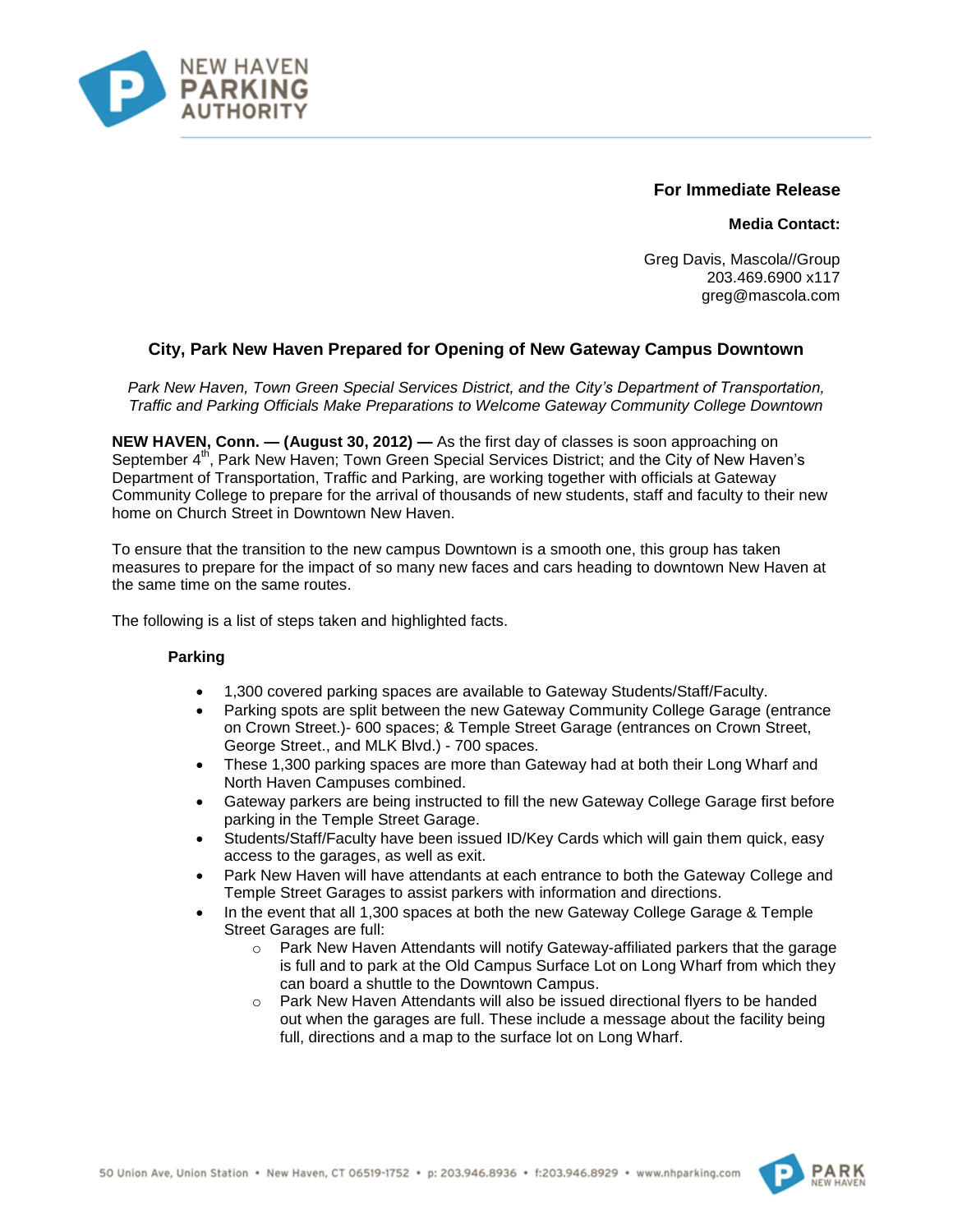NEW HAVEN PARKING AUTHORITY

**For Immediate Release**

**Media Contact:**

Greg Davis, Mascola//Group
203.469.6900 x117
greg@mascola.com

## City, Park New Haven Prepared for Opening of New Gateway Campus Downtown

*Park New Haven, Town Green Special Services District, and the City's Department of Transportation, Traffic and Parking Officials Make Preparations to Welcome Gateway Community College Downtown*

**NEW HAVEN, Conn. — (August 30, 2012) —** As the first day of classes is soon approaching on September 4th, Park New Haven; Town Green Special Services District; and the City of New Haven's Department of Transportation, Traffic and Parking, are working together with officials at Gateway Community College to prepare for the arrival of thousands of new students, staff and faculty to their new home on Church Street in Downtown New Haven.

To ensure that the transition to the new campus Downtown is a smooth one, this group has taken measures to prepare for the impact of so many new faces and cars heading to downtown New Haven at the same time on the same routes.

The following is a list of steps taken and highlighted facts.

### Parking

- 1,300 covered parking spaces are available to Gateway Students/Staff/Faculty.
- Parking spots are split between the new Gateway Community College Garage (entrance on Crown Street.)- 600 spaces; & Temple Street Garage (entrances on Crown Street, George Street., and MLK Blvd.) - 700 spaces.
- These 1,300 parking spaces are more than Gateway had at both their Long Wharf and North Haven Campuses combined.
- Gateway parkers are being instructed to fill the new Gateway College Garage first before parking in the Temple Street Garage.
- Students/Staff/Faculty have been issued ID/Key Cards which will gain them quick, easy access to the garages, as well as exit.
- Park New Haven will have attendants at each entrance to both the Gateway College and Temple Street Garages to assist parkers with information and directions.
- In the event that all 1,300 spaces at both the new Gateway College Garage & Temple Street Garages are full:
  - Park New Haven Attendants will notify Gateway-affiliated parkers that the garage is full and to park at the Old Campus Surface Lot on Long Wharf from which they can board a shuttle to the Downtown Campus.
  - Park New Haven Attendants will also be issued directional flyers to be handed out when the garages are full. These include a message about the facility being full, directions and a map to the surface lot on Long Wharf.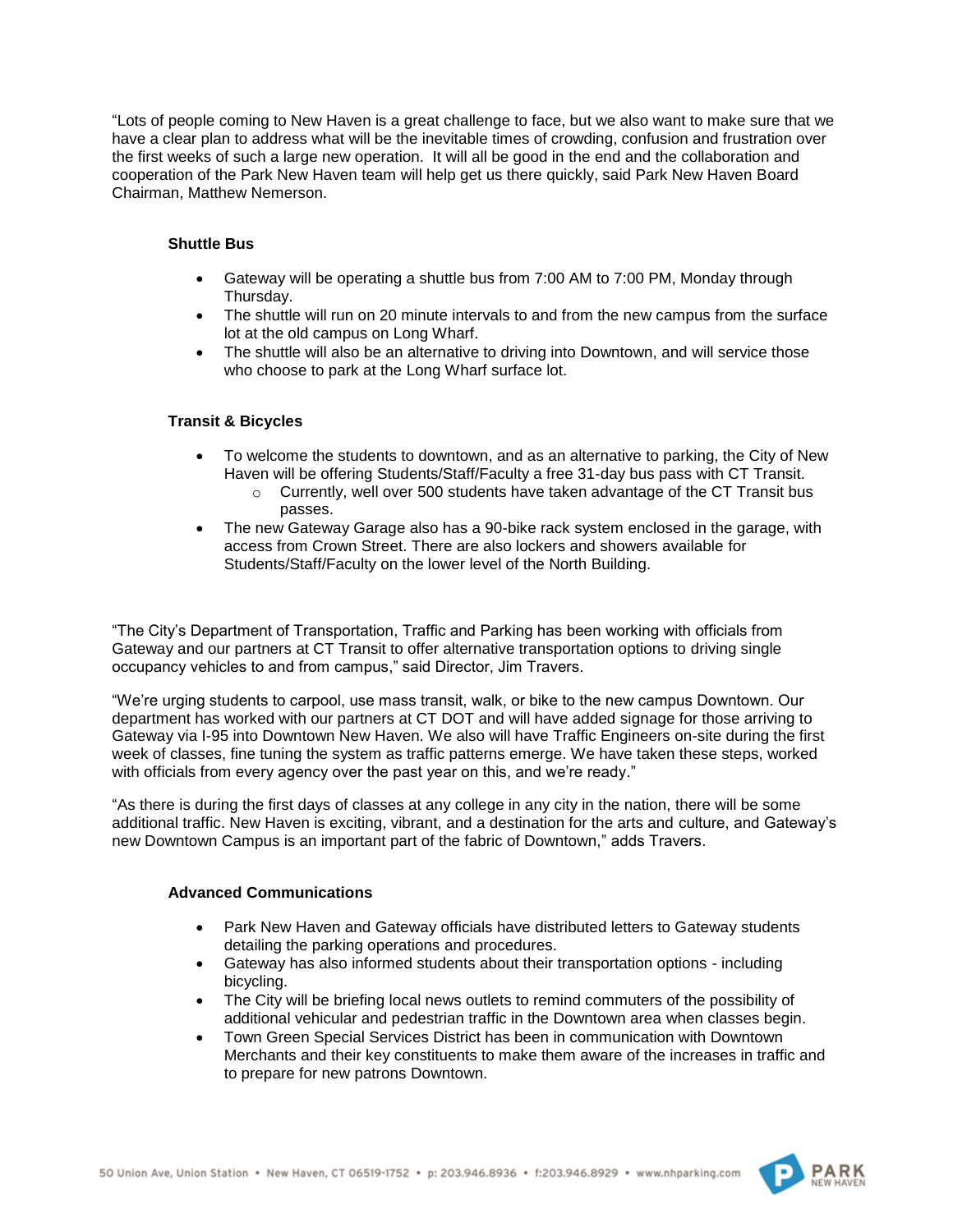"Lots of people coming to New Haven is a great challenge to face, but we also want to make sure that we have a clear plan to address what will be the inevitable times of crowding, confusion and frustration over the first weeks of such a large new operation. It will all be good in the end and the collaboration and cooperation of the Park New Haven team will help get us there quickly, said Park New Haven Board Chairman, Matthew Nemerson.

**Shuttle Bus**

- Gateway will be operating a shuttle bus from 7:00 AM to 7:00 PM, Monday through Thursday.
- The shuttle will run on 20 minute intervals to and from the new campus from the surface lot at the old campus on Long Wharf.
- The shuttle will also be an alternative to driving into Downtown, and will service those who choose to park at the Long Wharf surface lot.

**Transit & Bicycles**

- To welcome the students to downtown, and as an alternative to parking, the City of New Haven will be offering Students/Staff/Faculty a free 31-day bus pass with CT Transit.
  - Currently, well over 500 students have taken advantage of the CT Transit bus passes.
- The new Gateway Garage also has a 90-bike rack system enclosed in the garage, with access from Crown Street. There are also lockers and showers available for Students/Staff/Faculty on the lower level of the North Building.

"The City's Department of Transportation, Traffic and Parking has been working with officials from Gateway and our partners at CT Transit to offer alternative transportation options to driving single occupancy vehicles to and from campus," said Director, Jim Travers.

"We're urging students to carpool, use mass transit, walk, or bike to the new campus Downtown. Our department has worked with our partners at CT DOT and will have added signage for those arriving to Gateway via I-95 into Downtown New Haven. We also will have Traffic Engineers on-site during the first week of classes, fine tuning the system as traffic patterns emerge. We have taken these steps, worked with officials from every agency over the past year on this, and we're ready."

"As there is during the first days of classes at any college in any city in the nation, there will be some additional traffic. New Haven is exciting, vibrant, and a destination for the arts and culture, and Gateway's new Downtown Campus is an important part of the fabric of Downtown," adds Travers.

**Advanced Communications**

- Park New Haven and Gateway officials have distributed letters to Gateway students detailing the parking operations and procedures.
- Gateway has also informed students about their transportation options - including bicycling.
- The City will be briefing local news outlets to remind commuters of the possibility of additional vehicular and pedestrian traffic in the Downtown area when classes begin.
- Town Green Special Services District has been in communication with Downtown Merchants and their key constituents to make them aware of the increases in traffic and to prepare for new patrons Downtown.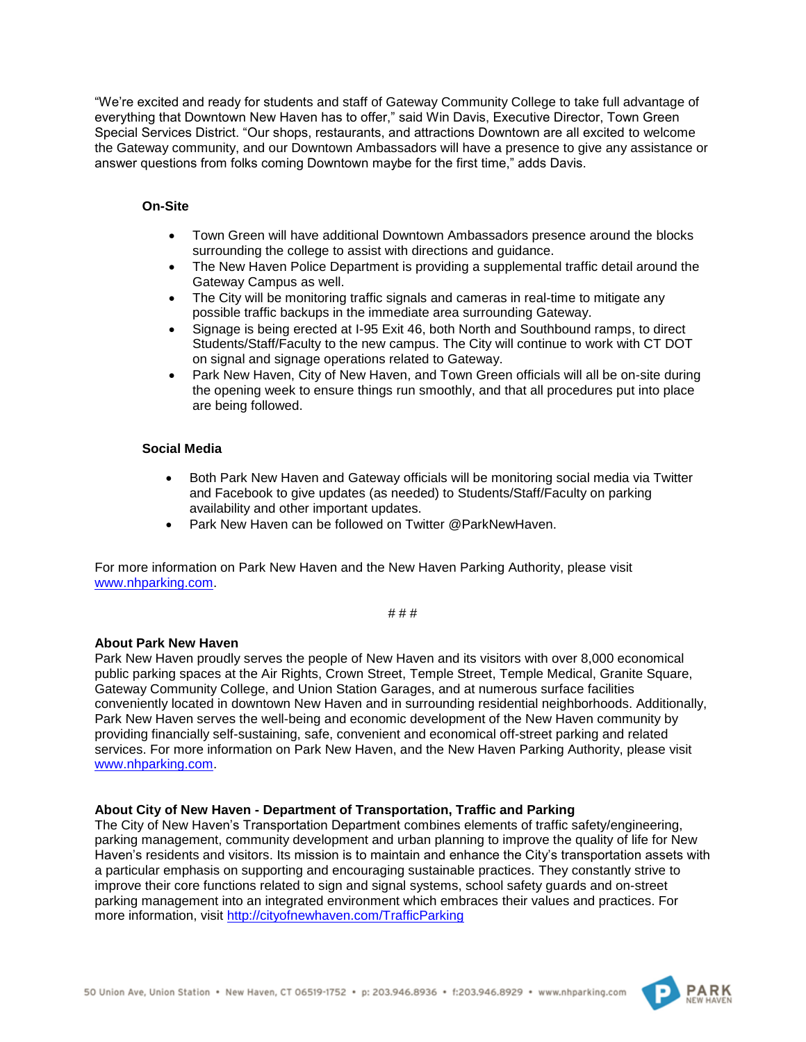"We're excited and ready for students and staff of Gateway Community College to take full advantage of everything that Downtown New Haven has to offer," said Win Davis, Executive Director, Town Green Special Services District. "Our shops, restaurants, and attractions Downtown are all excited to welcome the Gateway community, and our Downtown Ambassadors will have a presence to give any assistance or answer questions from folks coming Downtown maybe for the first time," adds Davis.

**On-Site**

- Town Green will have additional Downtown Ambassadors presence around the blocks surrounding the college to assist with directions and guidance.
- The New Haven Police Department is providing a supplemental traffic detail around the Gateway Campus as well.
- The City will be monitoring traffic signals and cameras in real-time to mitigate any possible traffic backups in the immediate area surrounding Gateway.
- Signage is being erected at I-95 Exit 46, both North and Southbound ramps, to direct Students/Staff/Faculty to the new campus. The City will continue to work with CT DOT on signal and signage operations related to Gateway.
- Park New Haven, City of New Haven, and Town Green officials will all be on-site during the opening week to ensure things run smoothly, and that all procedures put into place are being followed.

**Social Media**

- Both Park New Haven and Gateway officials will be monitoring social media via Twitter and Facebook to give updates (as needed) to Students/Staff/Faculty on parking availability and other important updates.
- Park New Haven can be followed on Twitter @ParkNewHaven.

For more information on Park New Haven and the New Haven Parking Authority, please visit [www.nhparking.com](http://www.nhparking.com).

# # #

**About Park New Haven**
Park New Haven proudly serves the people of New Haven and its visitors with over 8,000 economical public parking spaces at the Air Rights, Crown Street, Temple Street, Temple Medical, Granite Square, Gateway Community College, and Union Station Garages, and at numerous surface facilities conveniently located in downtown New Haven and in surrounding residential neighborhoods. Additionally, Park New Haven serves the well-being and economic development of the New Haven community by providing financially self-sustaining, safe, convenient and economical off-street parking and related services. For more information on Park New Haven, and the New Haven Parking Authority, please visit [www.nhparking.com](http://www.nhparking.com).

**About City of New Haven - Department of Transportation, Traffic and Parking**
The City of New Haven's Transportation Department combines elements of traffic safety/engineering, parking management, community development and urban planning to improve the quality of life for New Haven's residents and visitors. Its mission is to maintain and enhance the City's transportation assets with a particular emphasis on supporting and encouraging sustainable practices. They constantly strive to improve their core functions related to sign and signal systems, school safety guards and on-street parking management into an integrated environment which embraces their values and practices. For more information, visit [http://cityofnewhaven.com/TrafficParking](http://cityofnewhaven.com/TrafficParking)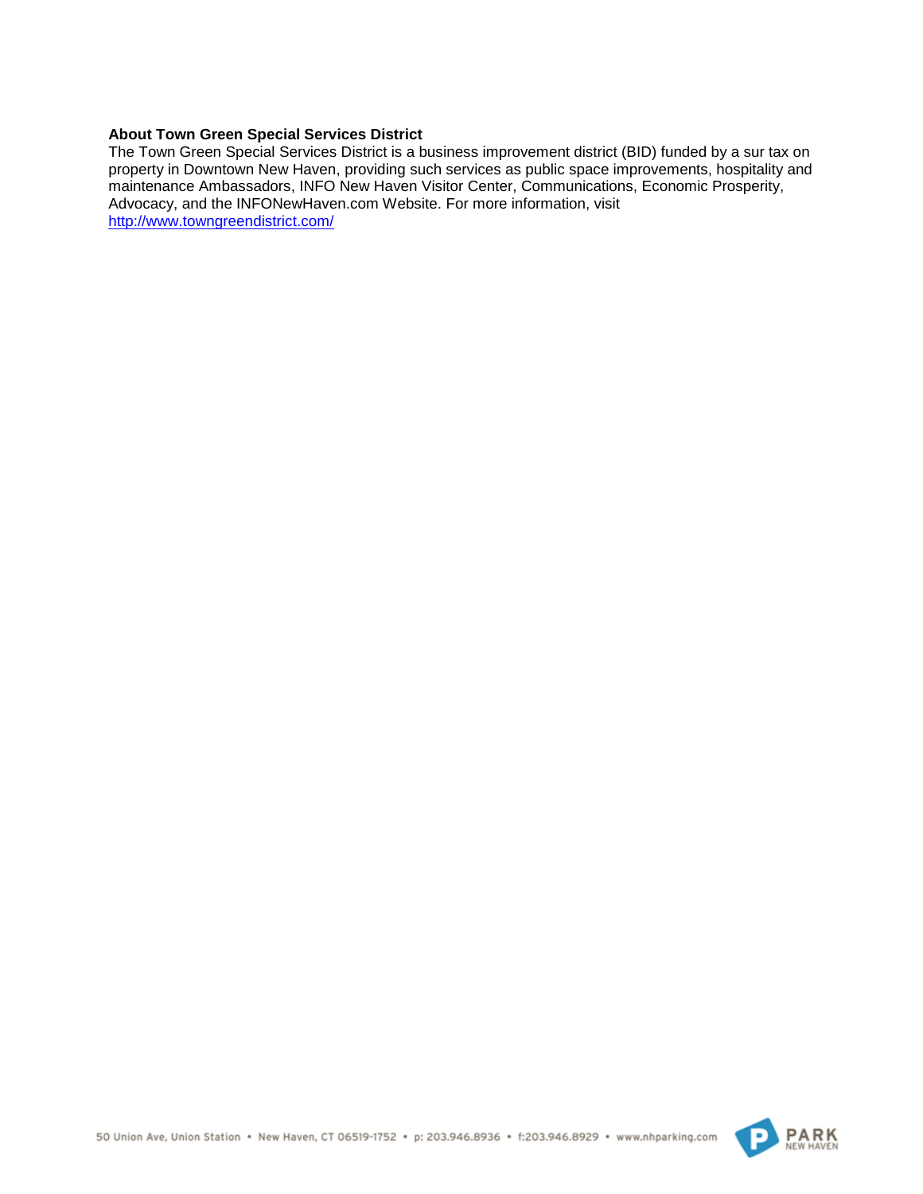**About Town Green Special Services District**

The Town Green Special Services District is a business improvement district (BID) funded by a sur tax on property in Downtown New Haven, providing such services as public space improvements, hospitality and maintenance Ambassadors, INFO New Haven Visitor Center, Communications, Economic Prosperity, Advocacy, and the INFONewHaven.com Website. For more information, visit http://www.towngreendistrict.com/